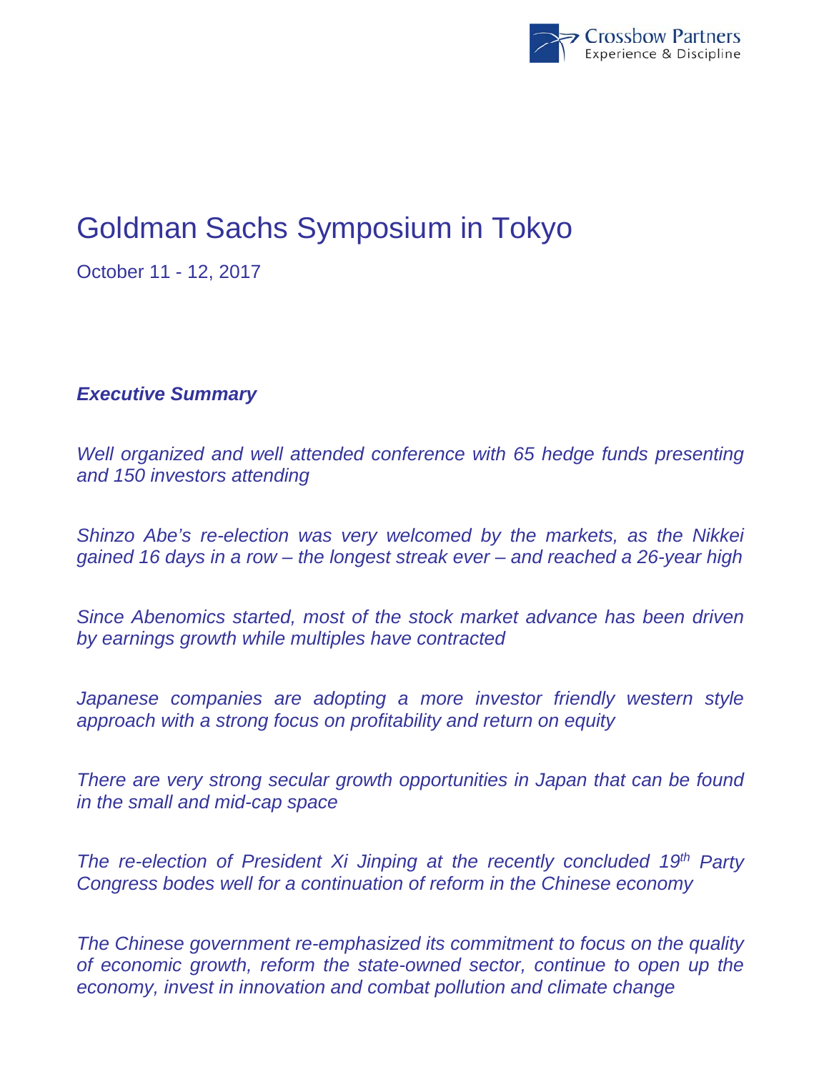Crossbow Partners
Experience & Discipline

# Goldman Sachs Symposium in Tokyo

October 11 - 12, 2017

## *Executive Summary*

*Well organized and well attended conference with 65 hedge funds presenting and 150 investors attending*

*Shinzo Abe's re-election was very welcomed by the markets, as the Nikkei gained 16 days in a row – the longest streak ever – and reached a 26-year high*

*Since Abenomics started, most of the stock market advance has been driven by earnings growth while multiples have contracted*

*Japanese companies are adopting a more investor friendly western style approach with a strong focus on profitability and return on equity*

*There are very strong secular growth opportunities in Japan that can be found in the small and mid-cap space*

*The re-election of President Xi Jinping at the recently concluded 19th Party Congress bodes well for a continuation of reform in the Chinese economy*

*The Chinese government re-emphasized its commitment to focus on the quality of economic growth, reform the state-owned sector, continue to open up the economy, invest in innovation and combat pollution and climate change*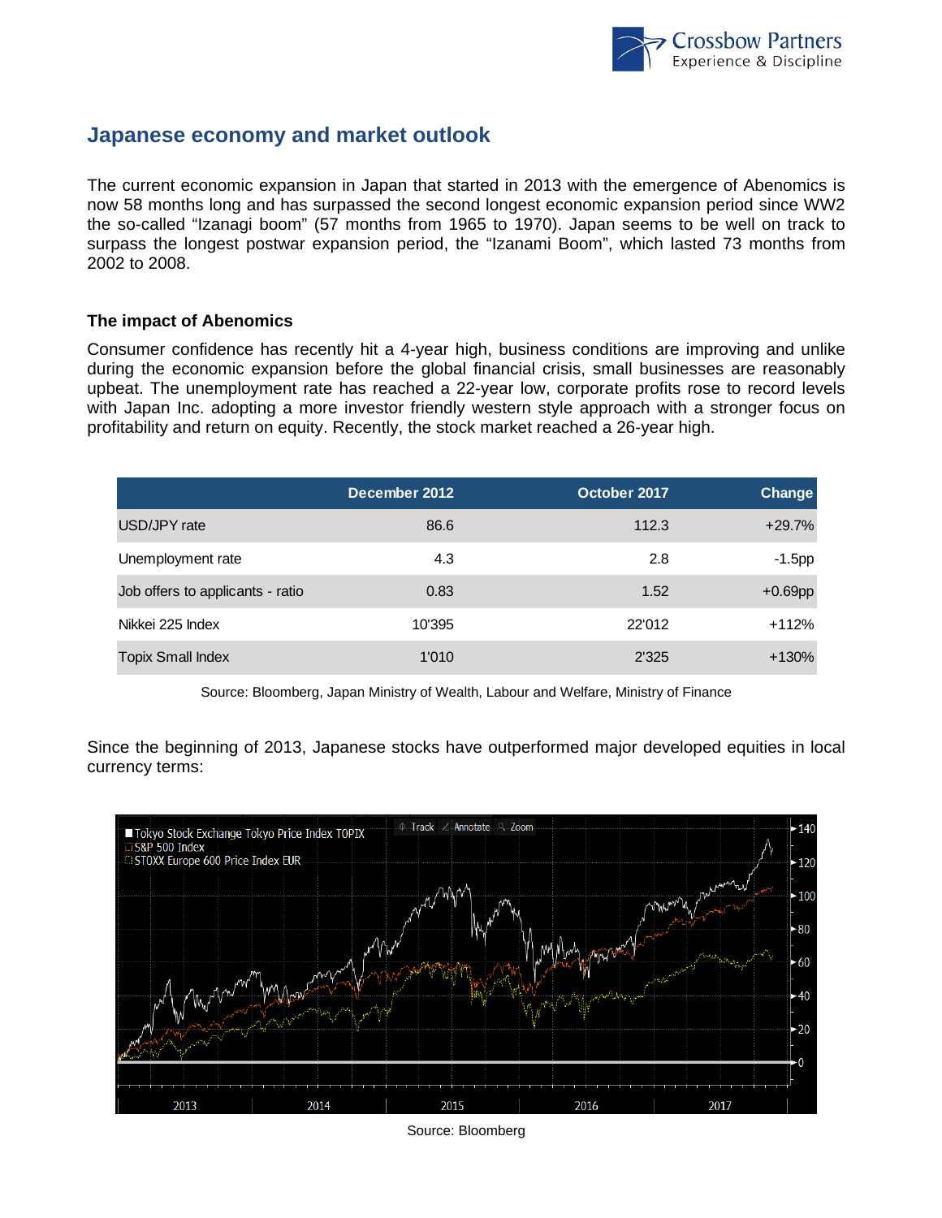## Japanese economy and market outlook

The current economic expansion in Japan that started in 2013 with the emergence of Abenomics is now 58 months long and has surpassed the second longest economic expansion period since WW2 the so-called "Izanagi boom" (57 months from 1965 to 1970). Japan seems to be well on track to surpass the longest postwar expansion period, the "Izanami Boom", which lasted 73 months from 2002 to 2008.

### The impact of Abenomics

Consumer confidence has recently hit a 4-year high, business conditions are improving and unlike during the economic expansion before the global financial crisis, small businesses are reasonably upbeat. The unemployment rate has reached a 22-year low, corporate profits rose to record levels with Japan Inc. adopting a more investor friendly western style approach with a stronger focus on profitability and return on equity. Recently, the stock market reached a 26-year high.

| | December 2012 | October 2017 | Change |
|---|---|---|---|
| USD/JPY rate | 86.6 | 112.3 | +29.7% |
| Unemployment rate | 4.3 | 2.8 | -1.5pp |
| Job offers to applicants - ratio | 0.83 | 1.52 | +0.69pp |
| Nikkei 225 Index | 10'395 | 22'012 | +112% |
| Topix Small Index | 1'010 | 2'325 | +130% |

Source: Bloomberg, Japan Ministry of Wealth, Labour and Welfare, Ministry of Finance

Since the beginning of 2013, Japanese stocks have outperformed major developed equities in local currency terms:

Source: Bloomberg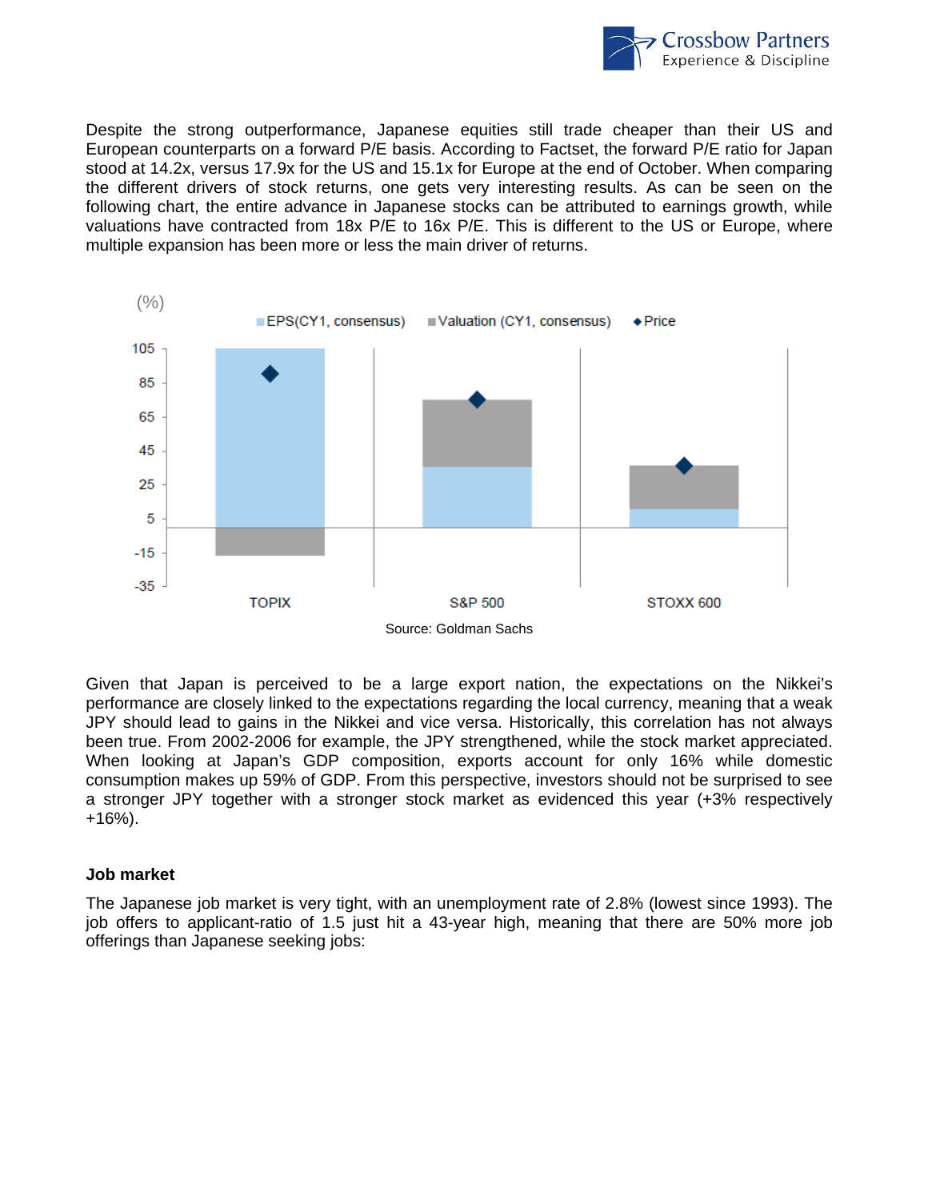Despite the strong outperformance, Japanese equities still trade cheaper than their US and European counterparts on a forward P/E basis. According to Factset, the forward P/E ratio for Japan stood at 14.2x, versus 17.9x for the US and 15.1x for Europe at the end of October. When comparing the different drivers of stock returns, one gets very interesting results. As can be seen on the following chart, the entire advance in Japanese stocks can be attributed to earnings growth, while valuations have contracted from 18x P/E to 16x P/E. This is different to the US or Europe, where multiple expansion has been more or less the main driver of returns.

Source: Goldman Sachs

Given that Japan is perceived to be a large export nation, the expectations on the Nikkei's performance are closely linked to the expectations regarding the local currency, meaning that a weak JPY should lead to gains in the Nikkei and vice versa. Historically, this correlation has not always been true. From 2002-2006 for example, the JPY strengthened, while the stock market appreciated. When looking at Japan's GDP composition, exports account for only 16% while domestic consumption makes up 59% of GDP. From this perspective, investors should not be surprised to see a stronger JPY together with a stronger stock market as evidenced this year (+3% respectively +16%).

**Job market**

The Japanese job market is very tight, with an unemployment rate of 2.8% (lowest since 1993). The job offers to applicant-ratio of 1.5 just hit a 43-year high, meaning that there are 50% more job offerings than Japanese seeking jobs: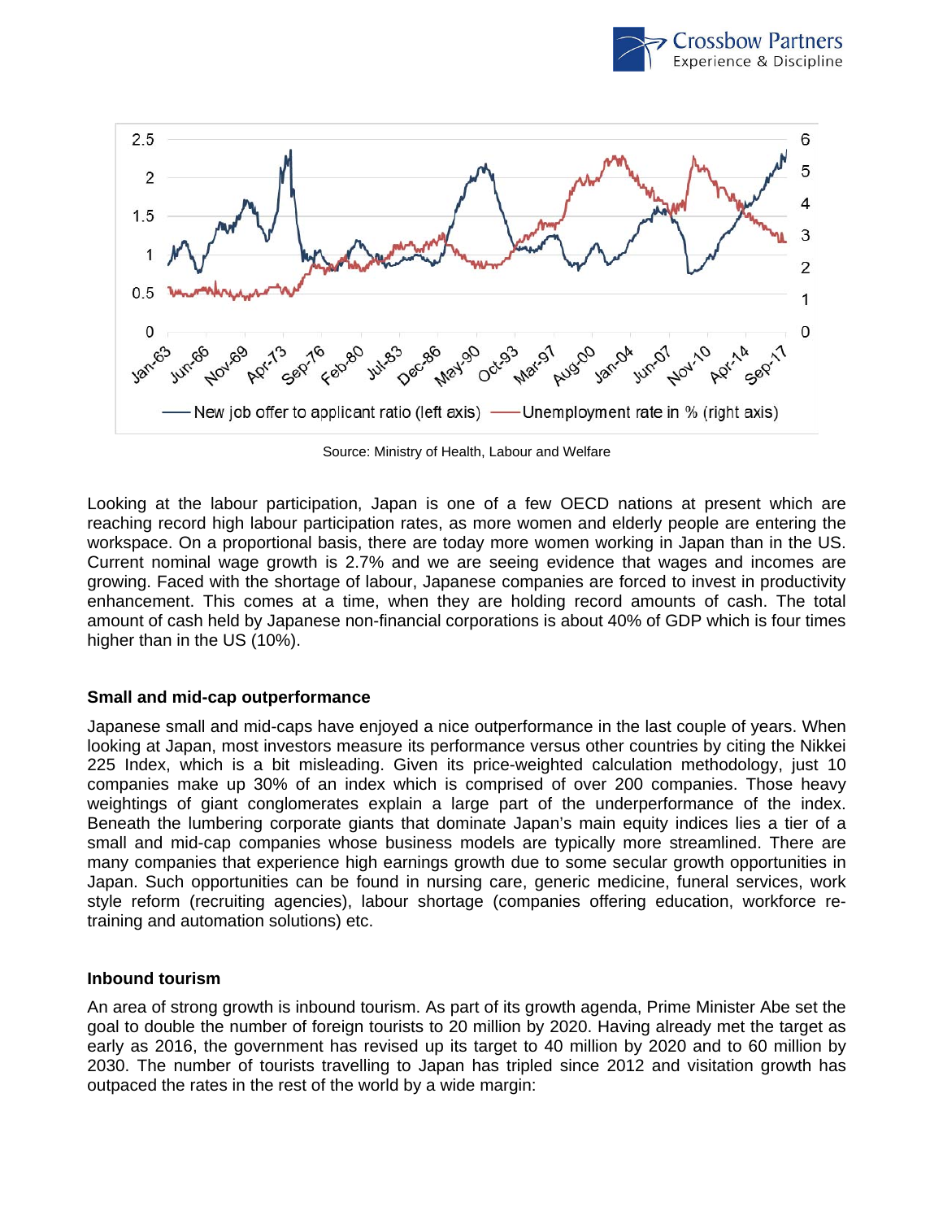Source: Ministry of Health, Labour and Welfare

Looking at the labour participation, Japan is one of a few OECD nations at present which are reaching record high labour participation rates, as more women and elderly people are entering the workspace. On a proportional basis, there are today more women working in Japan than in the US. Current nominal wage growth is 2.7% and we are seeing evidence that wages and incomes are growing. Faced with the shortage of labour, Japanese companies are forced to invest in productivity enhancement. This comes at a time, when they are holding record amounts of cash. The total amount of cash held by Japanese non-financial corporations is about 40% of GDP which is four times higher than in the US (10%).

**Small and mid-cap outperformance**

Japanese small and mid-caps have enjoyed a nice outperformance in the last couple of years. When looking at Japan, most investors measure its performance versus other countries by citing the Nikkei 225 Index, which is a bit misleading. Given its price-weighted calculation methodology, just 10 companies make up 30% of an index which is comprised of over 200 companies. Those heavy weightings of giant conglomerates explain a large part of the underperformance of the index. Beneath the lumbering corporate giants that dominate Japan's main equity indices lies a tier of a small and mid-cap companies whose business models are typically more streamlined. There are many companies that experience high earnings growth due to some secular growth opportunities in Japan. Such opportunities can be found in nursing care, generic medicine, funeral services, work style reform (recruiting agencies), labour shortage (companies offering education, workforce re-training and automation solutions) etc.

**Inbound tourism**

An area of strong growth is inbound tourism. As part of its growth agenda, Prime Minister Abe set the goal to double the number of foreign tourists to 20 million by 2020. Having already met the target as early as 2016, the government has revised up its target to 40 million by 2020 and to 60 million by 2030. The number of tourists travelling to Japan has tripled since 2012 and visitation growth has outpaced the rates in the rest of the world by a wide margin: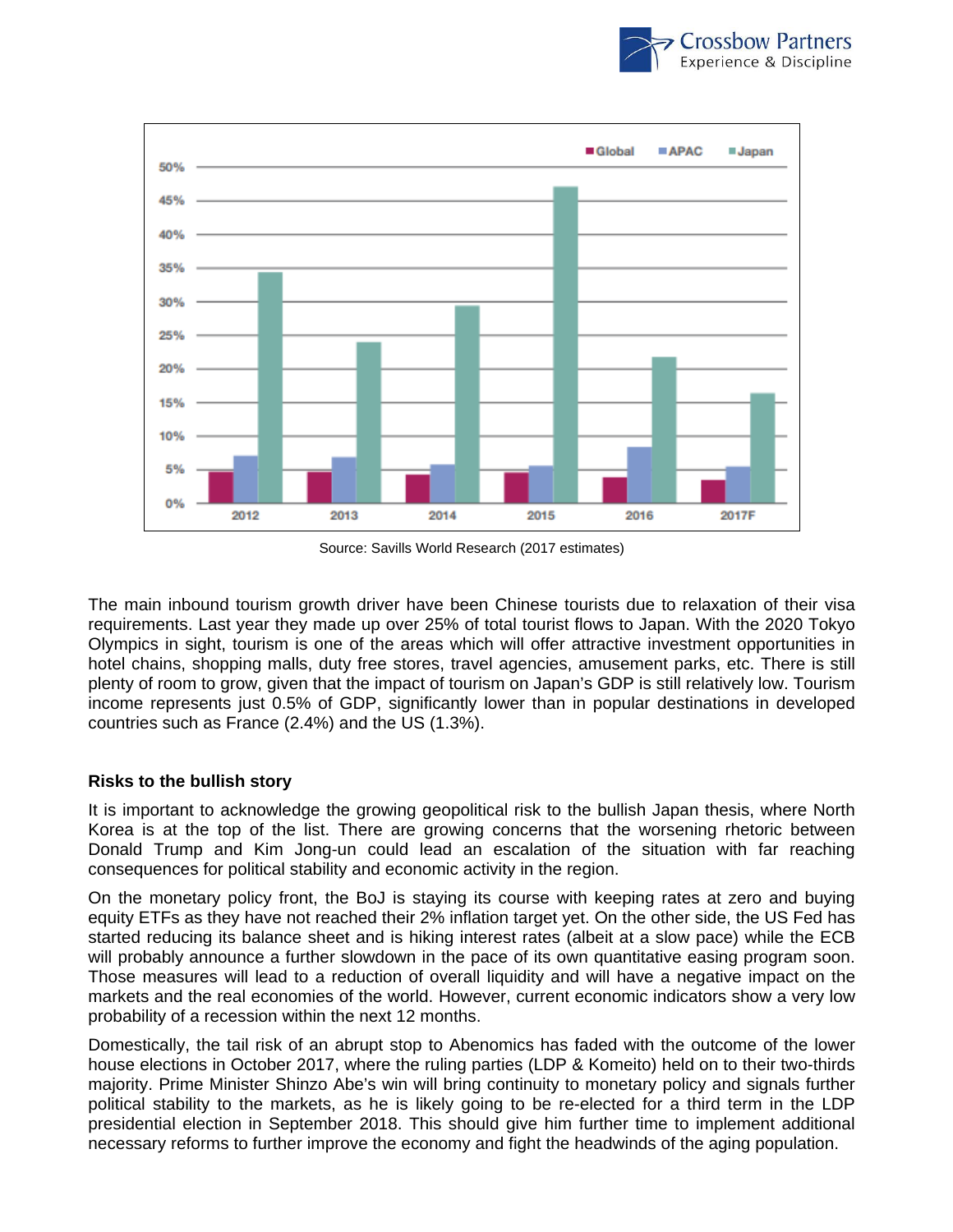Global APAC Japan

50%
45%
40%
35%
30%
25%
20%
15%
10%
5%
0%

2012 2013 2014 2015 2016 2017F

Source: Savills World Research (2017 estimates)

The main inbound tourism growth driver have been Chinese tourists due to relaxation of their visa requirements. Last year they made up over 25% of total tourist flows to Japan. With the 2020 Tokyo Olympics in sight, tourism is one of the areas which will offer attractive investment opportunities in hotel chains, shopping malls, duty free stores, travel agencies, amusement parks, etc. There is still plenty of room to grow, given that the impact of tourism on Japan's GDP is still relatively low. Tourism income represents just 0.5% of GDP, significantly lower than in popular destinations in developed countries such as France (2.4%) and the US (1.3%).

**Risks to the bullish story**

It is important to acknowledge the growing geopolitical risk to the bullish Japan thesis, where North Korea is at the top of the list. There are growing concerns that the worsening rhetoric between Donald Trump and Kim Jong-un could lead an escalation of the situation with far reaching consequences for political stability and economic activity in the region.

On the monetary policy front, the BoJ is staying its course with keeping rates at zero and buying equity ETFs as they have not reached their 2% inflation target yet. On the other side, the US Fed has started reducing its balance sheet and is hiking interest rates (albeit at a slow pace) while the ECB will probably announce a further slowdown in the pace of its own quantitative easing program soon. Those measures will lead to a reduction of overall liquidity and will have a negative impact on the markets and the real economies of the world. However, current economic indicators show a very low probability of a recession within the next 12 months.

Domestically, the tail risk of an abrupt stop to Abenomics has faded with the outcome of the lower house elections in October 2017, where the ruling parties (LDP & Komeito) held on to their two-thirds majority. Prime Minister Shinzo Abe's win will bring continuity to monetary policy and signals further political stability to the markets, as he is likely going to be re-elected for a third term in the LDP presidential election in September 2018. This should give him further time to implement additional necessary reforms to further improve the economy and fight the headwinds of the aging population.